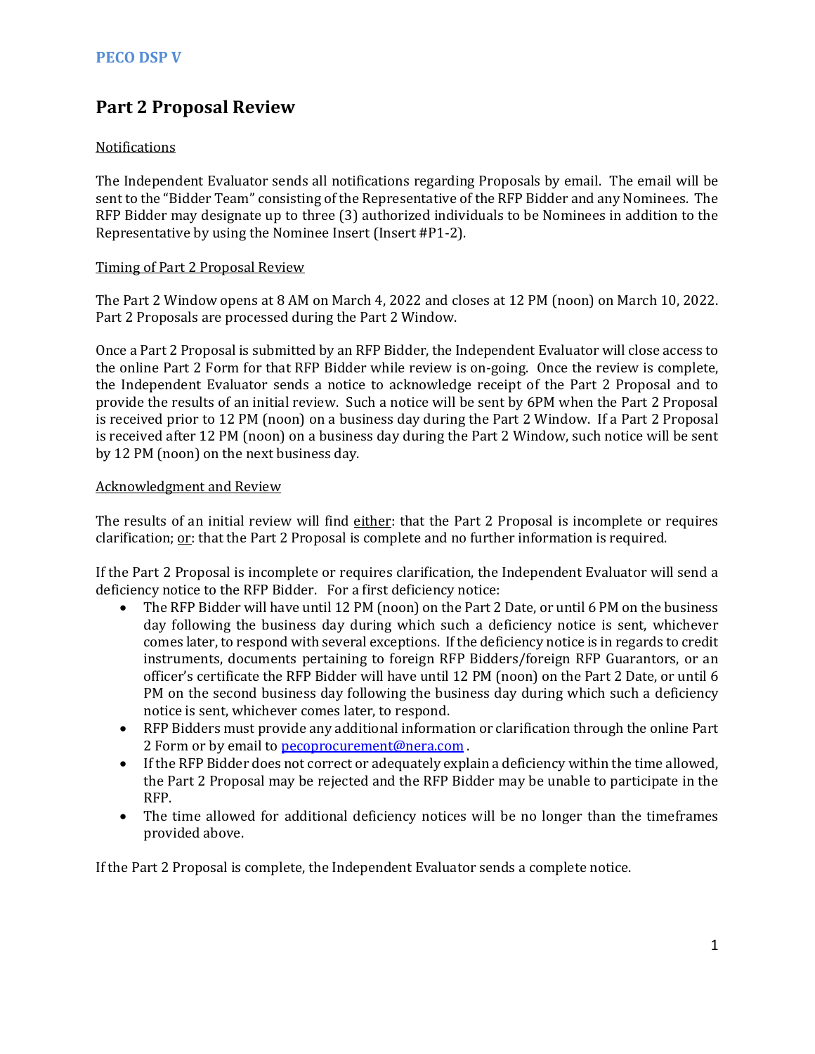# Part 2 Proposal Review

Notifications

The Independent Evaluator sends all notifications regarding Proposals by email. The email will be sent to the "Bidder Team" consisting of the Representative of the RFP Bidder and any Nominees. The RFP Bidder may designate up to three (3) authorized individuals to be Nominees in addition to the Representative by using the Nominee Insert (Insert #P1-2).

Timing of Part 2 Proposal Review

The Part 2 Window opens at 8 AM on March 4, 2022 and closes at 12 PM (noon) on March 10, 2022. Part 2 Proposals are processed during the Part 2 Window.

Once a Part 2 Proposal is submitted by an RFP Bidder, the Independent Evaluator will close access to the online Part 2 Form for that RFP Bidder while review is on-going. Once the review is complete, the Independent Evaluator sends a notice to acknowledge receipt of the Part 2 Proposal and to provide the results of an initial review. Such a notice will be sent by 6PM when the Part 2 Proposal is received prior to 12 PM (noon) on a business day during the Part 2 Window. If a Part 2 Proposal is received after 12 PM (noon) on a business day during the Part 2 Window, such notice will be sent by 12 PM (noon) on the next business day.

Acknowledgment and Review

The results of an initial review will find either: that the Part 2 Proposal is incomplete or requires clarification; or: that the Part 2 Proposal is complete and no further information is required.

If the Part 2 Proposal is incomplete or requires clarification, the Independent Evaluator will send a deficiency notice to the RFP Bidder. For a first deficiency notice:

- The RFP Bidder will have until 12 PM (noon) on the Part 2 Date, or until 6 PM on the business day following the business day during which such a deficiency notice is sent, whichever comes later, to respond with several exceptions. If the deficiency notice is in regards to credit instruments, documents pertaining to foreign RFP Bidders/foreign RFP Guarantors, or an officer's certificate the RFP Bidder will have until 12 PM (noon) on the Part 2 Date, or until 6 PM on the second business day following the business day during which such a deficiency notice is sent, whichever comes later, to respond.
- RFP Bidders must provide any additional information or clarification through the online Part 2 Form or by email to pecoprocurement@nera.com .
- If the RFP Bidder does not correct or adequately explain a deficiency within the time allowed, the Part 2 Proposal may be rejected and the RFP Bidder may be unable to participate in the RFP.
- The time allowed for additional deficiency notices will be no longer than the timeframes provided above.

If the Part 2 Proposal is complete, the Independent Evaluator sends a complete notice.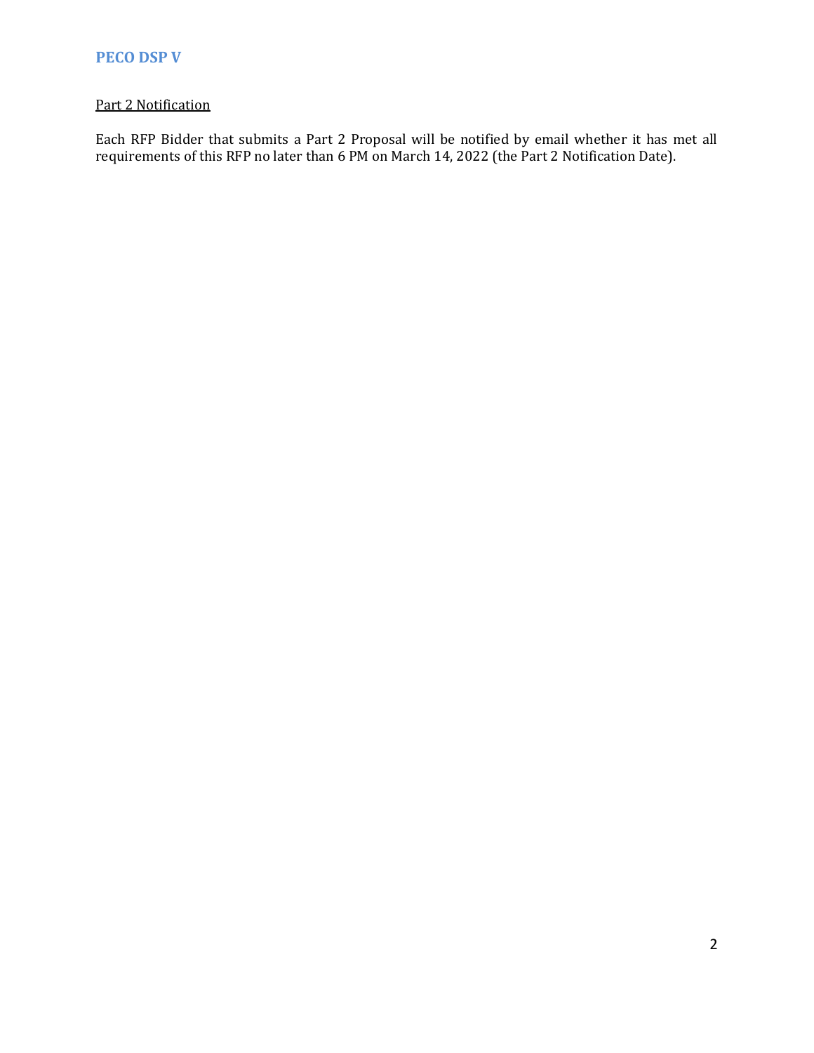<u>Part 2 Notification</u>

Each RFP Bidder that submits a Part 2 Proposal will be notified by email whether it has met all requirements of this RFP no later than 6 PM on March 14, 2022 (the Part 2 Notification Date).